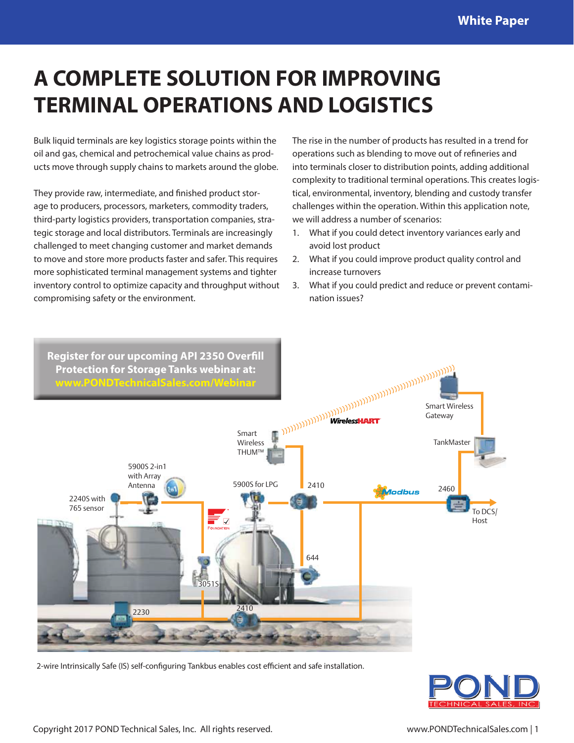# A COMPLETE SOLUTION FOR IMPROVING TERMINAL OPERATIONS AND LOGISTICS

Bulk liquid terminals are key logistics storage points within the oil and gas, chemical and petrochemical value chains as products move through supply chains to markets around the globe.

They provide raw, intermediate, and finished product storage to producers, processors, marketers, commodity traders, third-party logistics providers, transportation companies, strategic storage and local distributors. Terminals are increasingly challenged to meet changing customer and market demands to move and store more products faster and safer. This requires more sophisticated terminal management systems and tighter inventory control to optimize capacity and throughput without compromising safety or the environment.

The rise in the number of products has resulted in a trend for operations such as blending to move out of refineries and into terminals closer to distribution points, adding additional complexity to traditional terminal operations. This creates logistical, environmental, inventory, blending and custody transfer challenges within the operation. Within this application note, we will address a number of scenarios:

1. What if you could detect inventory variances early and avoid lost product
2. What if you could improve product quality control and increase turnovers
3. What if you could predict and reduce or prevent contamination issues?

**Register for our upcoming API 2350 Overfill Protection for Storage Tanks webinar at: www.PONDTechnicalSales.com/Webinar**

2-wire Intrinsically Safe (IS) self-configuring Tankbus enables cost efficient and safe installation.

Copyright 2017 POND Technical Sales, Inc. All rights reserved.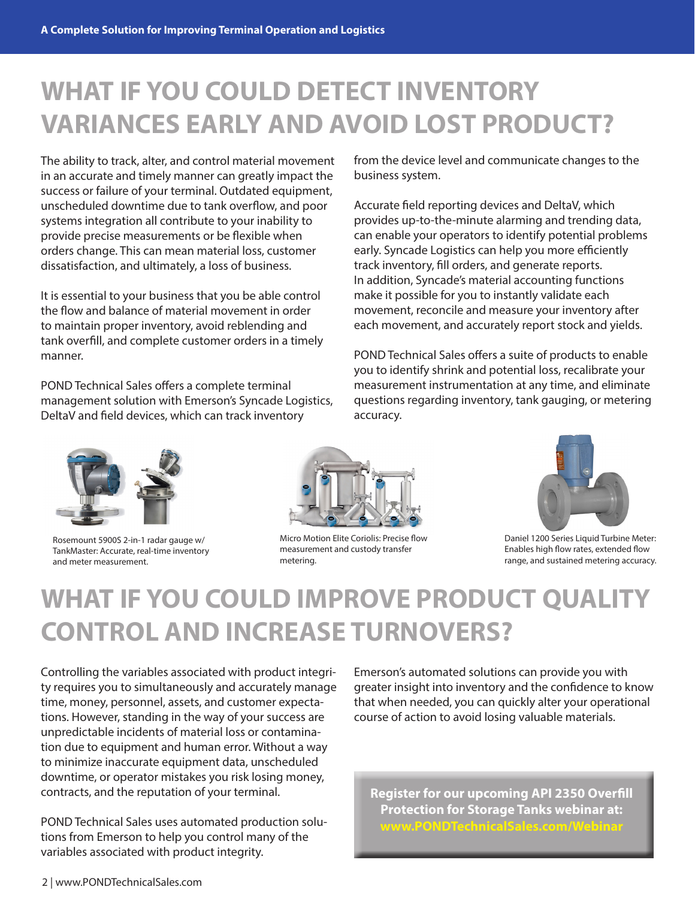# WHAT IF YOU COULD DETECT INVENTORY VARIANCES EARLY AND AVOID LOST PRODUCT?

The ability to track, alter, and control material movement in an accurate and timely manner can greatly impact the success or failure of your terminal. Outdated equipment, unscheduled downtime due to tank overflow, and poor systems integration all contribute to your inability to provide precise measurements or be flexible when orders change. This can mean material loss, customer dissatisfaction, and ultimately, a loss of business.

It is essential to your business that you be able control the flow and balance of material movement in order to maintain proper inventory, avoid reblending and tank overfill, and complete customer orders in a timely manner.

POND Technical Sales offers a complete terminal management solution with Emerson's Syncade Logistics, DeltaV and field devices, which can track inventory from the device level and communicate changes to the business system.

Accurate field reporting devices and DeltaV, which provides up-to-the-minute alarming and trending data, can enable your operators to identify potential problems early. Syncade Logistics can help you more efficiently track inventory, fill orders, and generate reports. In addition, Syncade's material accounting functions make it possible for you to instantly validate each movement, reconcile and measure your inventory after each movement, and accurately report stock and yields.

POND Technical Sales offers a suite of products to enable you to identify shrink and potential loss, recalibrate your measurement instrumentation at any time, and eliminate questions regarding inventory, tank gauging, or metering accuracy.

Rosemount 5900S 2-in-1 radar gauge w/ TankMaster: Accurate, real-time inventory and meter measurement.

Micro Motion Elite Coriolis: Precise flow measurement and custody transfer metering.

Daniel 1200 Series Liquid Turbine Meter: Enables high flow rates, extended flow range, and sustained metering accuracy.

# WHAT IF YOU COULD IMPROVE PRODUCT QUALITY CONTROL AND INCREASE TURNOVERS?

Controlling the variables associated with product integrity requires you to simultaneously and accurately manage time, money, personnel, assets, and customer expectations. However, standing in the way of your success are unpredictable incidents of material loss or contamination due to equipment and human error. Without a way to minimize inaccurate equipment data, unscheduled downtime, or operator mistakes you risk losing money, contracts, and the reputation of your terminal.

POND Technical Sales uses automated production solutions from Emerson to help you control many of the variables associated with product integrity.

Emerson's automated solutions can provide you with greater insight into inventory and the confidence to know that when needed, you can quickly alter your operational course of action to avoid losing valuable materials.

**Register for our upcoming API 2350 Overfill Protection for Storage Tanks webinar at: www.PONDTechnicalSales.com/Webinar**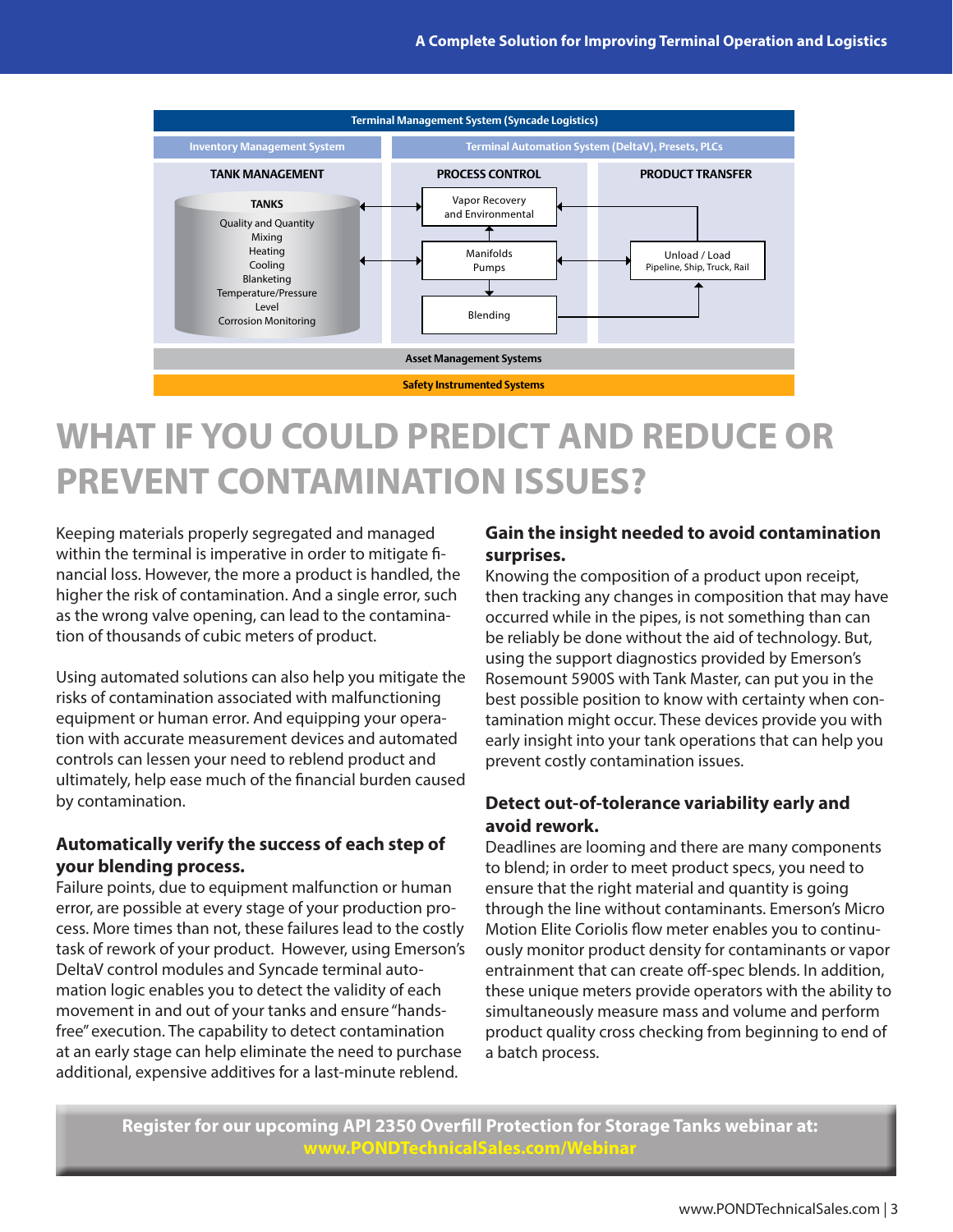Terminal Management System (Syncade Logistics)

Inventory Management System | Terminal Automation System (DeltaV), Presets, PLCs

**TANK MANAGEMENT**

TANKS
- Quality and Quantity
- Mixing
- Heating
- Cooling
- Blanketing
- Temperature/Pressure
- Level
- Corrosion Monitoring

**PROCESS CONTROL**
- Vapor Recovery and Environmental
- Manifolds Pumps
- Blending

**PRODUCT TRANSFER**
- Unload / Load Pipeline, Ship, Truck, Rail

Asset Management Systems

Safety Instrumented Systems

# WHAT IF YOU COULD PREDICT AND REDUCE OR PREVENT CONTAMINATION ISSUES?

Keeping materials properly segregated and managed within the terminal is imperative in order to mitigate financial loss. However, the more a product is handled, the higher the risk of contamination. And a single error, such as the wrong valve opening, can lead to the contamination of thousands of cubic meters of product.

Using automated solutions can also help you mitigate the risks of contamination associated with malfunctioning equipment or human error. And equipping your operation with accurate measurement devices and automated controls can lessen your need to reblend product and ultimately, help ease much of the financial burden caused by contamination.

### Automatically verify the success of each step of your blending process.

Failure points, due to equipment malfunction or human error, are possible at every stage of your production process. More times than not, these failures lead to the costly task of rework of your product. However, using Emerson's DeltaV control modules and Syncade terminal automation logic enables you to detect the validity of each movement in and out of your tanks and ensure "hands-free" execution. The capability to detect contamination at an early stage can help eliminate the need to purchase additional, expensive additives for a last-minute reblend.

### Gain the insight needed to avoid contamination surprises.

Knowing the composition of a product upon receipt, then tracking any changes in composition that may have occurred while in the pipes, is not something than can be reliably be done without the aid of technology. But, using the support diagnostics provided by Emerson's Rosemount 5900S with Tank Master, can put you in the best possible position to know with certainty when contamination might occur. These devices provide you with early insight into your tank operations that can help you prevent costly contamination issues.

### Detect out-of-tolerance variability early and avoid rework.

Deadlines are looming and there are many components to blend; in order to meet product specs, you need to ensure that the right material and quantity is going through the line without contaminants. Emerson's Micro Motion Elite Coriolis flow meter enables you to continuously monitor product density for contaminants or vapor entrainment that can create off-spec blends. In addition, these unique meters provide operators with the ability to simultaneously measure mass and volume and perform product quality cross checking from beginning to end of a batch process.

**Register for our upcoming API 2350 Overfill Protection for Storage Tanks webinar at: www.PONDTechnicalSales.com/Webinar**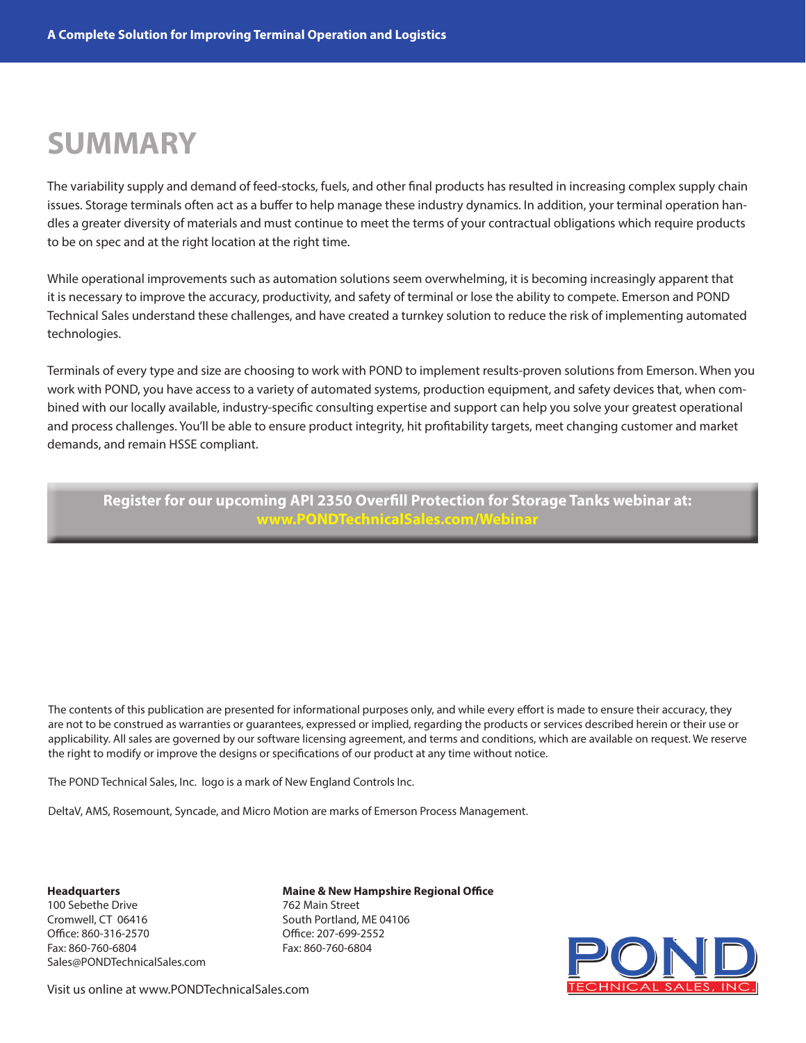# SUMMARY

The variability supply and demand of feed-stocks, fuels, and other final products has resulted in increasing complex supply chain issues. Storage terminals often act as a buffer to help manage these industry dynamics. In addition, your terminal operation handles a greater diversity of materials and must continue to meet the terms of your contractual obligations which require products to be on spec and at the right location at the right time.

While operational improvements such as automation solutions seem overwhelming, it is becoming increasingly apparent that it is necessary to improve the accuracy, productivity, and safety of terminal or lose the ability to compete. Emerson and POND Technical Sales understand these challenges, and have created a turnkey solution to reduce the risk of implementing automated technologies.

Terminals of every type and size are choosing to work with POND to implement results-proven solutions from Emerson. When you work with POND, you have access to a variety of automated systems, production equipment, and safety devices that, when combined with our locally available, industry-specific consulting expertise and support can help you solve your greatest operational and process challenges. You'll be able to ensure product integrity, hit profitability targets, meet changing customer and market demands, and remain HSSE compliant.

**Register for our upcoming API 2350 Overfill Protection for Storage Tanks webinar at:**
**www.PONDTechnicalSales.com/Webinar**

The contents of this publication are presented for informational purposes only, and while every effort is made to ensure their accuracy, they are not to be construed as warranties or guarantees, expressed or implied, regarding the products or services described herein or their use or applicability. All sales are governed by our software licensing agreement, and terms and conditions, which are available on request. We reserve the right to modify or improve the designs or specifications of our product at any time without notice.

The POND Technical Sales, Inc. logo is a mark of New England Controls Inc.

DeltaV, AMS, Rosemount, Syncade, and Micro Motion are marks of Emerson Process Management.

**Headquarters**
100 Sebethe Drive
Cromwell, CT 06416
Office: 860-316-2570
Fax: 860-760-6804
Sales@PONDTechnicalSales.com

**Maine & New Hampshire Regional Office**
762 Main Street
South Portland, ME 04106
Office: 207-699-2552
Fax: 860-760-6804

Visit us online at www.PONDTechnicalSales.com

POND TECHNICAL SALES, INC.